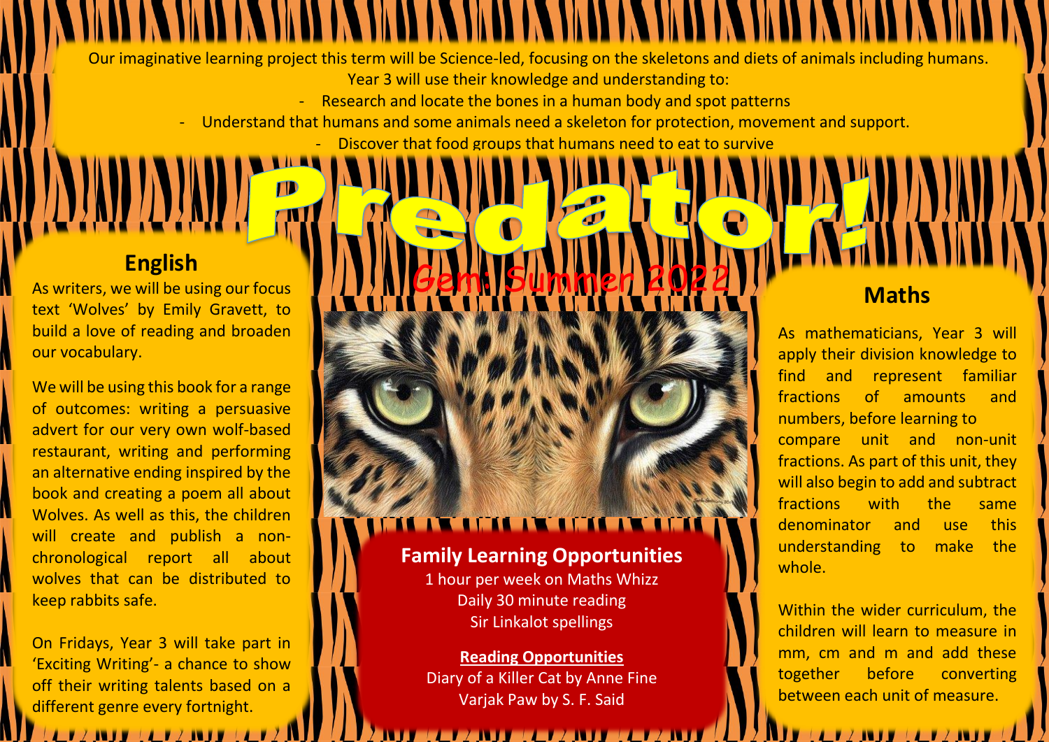Our imaginative learning project this term will be Science-led, focusing on the skeletons and diets of animals including humans. Year 3 will use their knowledge and understanding to:

- Research and locate the bones in a human body and spot patterns
- Understand that humans and some animals need a skeleton for protection, movement and support.
- Discover that food groups that humans need to eat to survive

# Predator!

Gem: Summer 2022

## English

As writers, we will be using our focus text 'Wolves' by Emily Gravett, to build a love of reading and broaden our vocabulary.

We will be using this book for a range of outcomes: writing a persuasive advert for our very own wolf-based restaurant, writing and performing an alternative ending inspired by the book and creating a poem all about Wolves. As well as this, the children will create and publish a non-chronological report all about wolves that can be distributed to keep rabbits safe.

On Fridays, Year 3 will take part in 'Exciting Writing'- a chance to show off their writing talents based on a different genre every fortnight.

## Family Learning Opportunities

1 hour per week on Maths Whizz

Daily 30 minute reading

Sir Linkalot spellings

**Reading Opportunities**

Diary of a Killer Cat by Anne Fine

Varjak Paw by S. F. Said

## Maths

As mathematicians, Year 3 will apply their division knowledge to find and represent familiar fractions of amounts and numbers, before learning to compare unit and non-unit fractions. As part of this unit, they will also begin to add and subtract fractions with the same denominator and use this understanding to make the whole.

Within the wider curriculum, the children will learn to measure in mm, cm and m and add these together before converting between each unit of measure.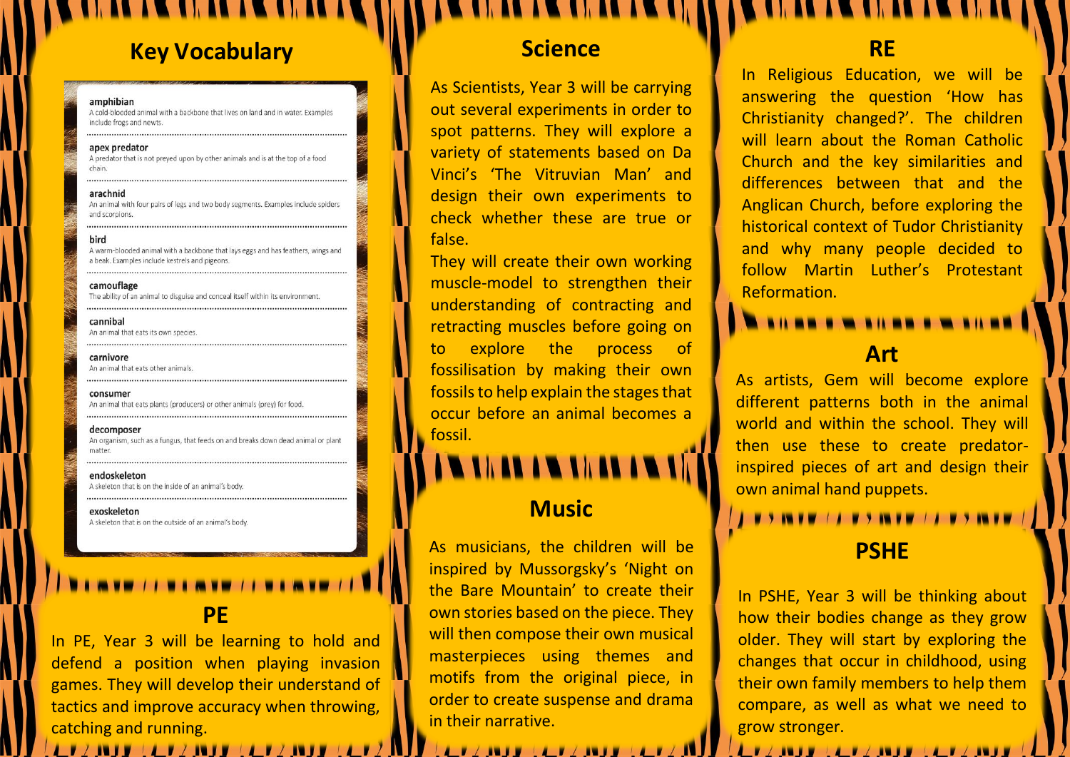## Key Vocabulary

**amphibian**
A cold-blooded animal with a backbone that lives on land and in water. Examples include frogs and newts.

**apex predator**
A predator that is not preyed upon by other animals and is at the top of a food chain.

**arachnid**
An animal with four pairs of legs and two body segments. Examples include spiders and scorpions.

**bird**
A warm-blooded animal with a backbone that lays eggs and has feathers, wings and a beak. Examples include kestrels and pigeons.

**camouflage**
The ability of an animal to disguise and conceal itself within its environment.

**cannibal**
An animal that eats its own species.

**carnivore**
An animal that eats other animals.

**consumer**
An animal that eats plants (producers) or other animals (prey) for food.

**decomposer**
An organism, such as a fungus, that feeds on and breaks down dead animal or plant matter.

**endoskeleton**
A skeleton that is on the inside of an animal's body.

**exoskeleton**
A skeleton that is on the outside of an animal's body.

## PE

In PE, Year 3 will be learning to hold and defend a position when playing invasion games. They will develop their understand of tactics and improve accuracy when throwing, catching and running.

## Science

As Scientists, Year 3 will be carrying out several experiments in order to spot patterns. They will explore a variety of statements based on Da Vinci's 'The Vitruvian Man' and design their own experiments to check whether these are true or false.

They will create their own working muscle-model to strengthen their understanding of contracting and retracting muscles before going on to explore the process of fossilisation by making their own fossils to help explain the stages that occur before an animal becomes a fossil.

## Music

As musicians, the children will be inspired by Mussorgsky's 'Night on the Bare Mountain' to create their own stories based on the piece. They will then compose their own musical masterpieces using themes and motifs from the original piece, in order to create suspense and drama in their narrative.

## RE

In Religious Education, we will be answering the question 'How has Christianity changed?'. The children will learn about the Roman Catholic Church and the key similarities and differences between that and the Anglican Church, before exploring the historical context of Tudor Christianity and why many people decided to follow Martin Luther's Protestant Reformation.

## Art

As artists, Gem will become explore different patterns both in the animal world and within the school. They will then use these to create predator-inspired pieces of art and design their own animal hand puppets.

## PSHE

In PSHE, Year 3 will be thinking about how their bodies change as they grow older. They will start by exploring the changes that occur in childhood, using their own family members to help them compare, as well as what we need to grow stronger.